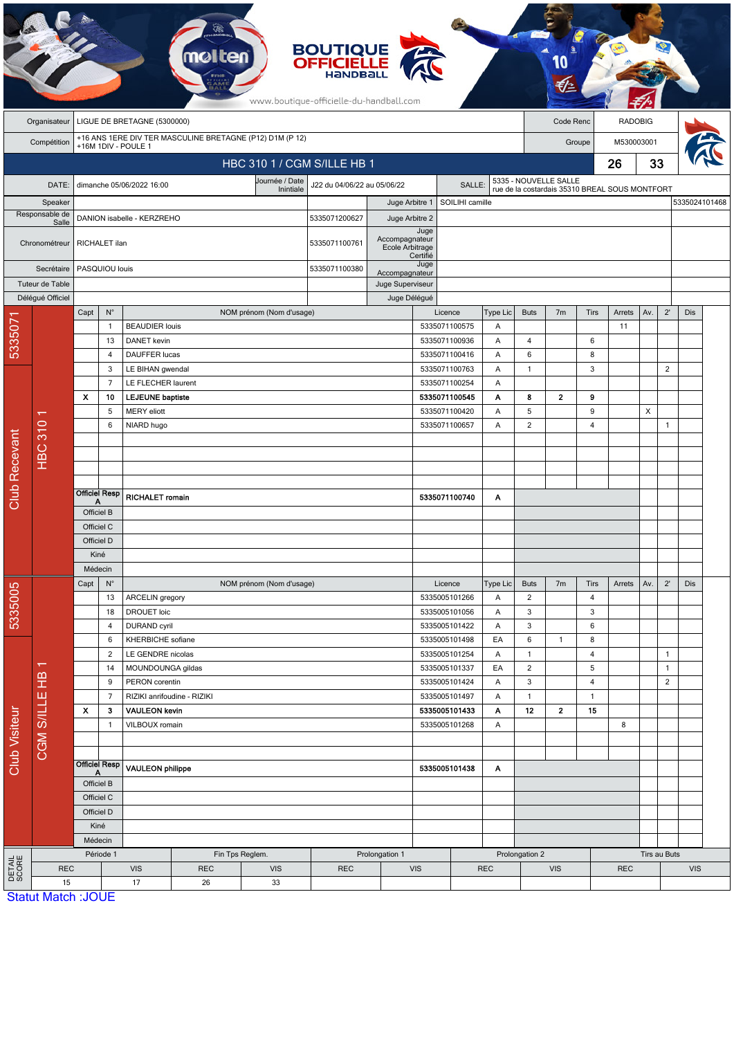| Organisateur | LIGUE DE BRETAGNE (5300000) | Code Renc | RADOBIG |
|---|---|---|---|
| Compétition | +16 ANS 1ERE DIV TER MASCULINE BRETAGNE (P12) D1M (P 12) +16M 1DIV - POULE 1 | Groupe | M530003001 |

## HBC 310 1 / CGM S/ILLE HB 1 — 26 / 33

| DATE: | dimanche 05/06/2022 16:00 | Journée / Date Intiniale | J22 du 04/06/22 au 05/06/22 | SALLE: | 5335 - NOUVELLE SALLE rue de la costardais 35310 BREAL SOUS MONTFORT |
|---|---|---|---|---|---|

| Rôle | Nom | Licence | Rôle | Nom | Licence |
|---|---|---|---|---|---|
| Speaker | | | Juge Arbitre 1 | SOILIHI camille | 5335024101468 |
| Responsable de Salle | DANION isabelle - KERZREHO | 5335071200627 | Juge Arbitre 2 | | |
| Chronométreur | RICHALET ilan | 5335071100761 | Juge Accompagnateur Ecole Arbitrage Certifié | | |
| Secrétaire | PASQUIOU louis | 5335071100380 | Juge Accompagnateur | | |
| Tuteur de Table | | | Juge Superviseur | | |
| Délégué Officiel | | | Juge Délégué | | |

### Club Recevant — 5335071 — HBC 310 1

| Capt | N° | NOM prénom (Nom d'usage) | Licence | Type Lic | Buts | 7m | Tirs | Arrets | Av. | 2' | Dis |
|---|---|---|---|---|---|---|---|---|---|---|---|
| | 1 | BEAUDIER louis | 5335071100575 | A | | | | 11 | | | |
| | 13 | DANET kevin | 5335071100936 | A | 4 | | 6 | | | | |
| | 4 | DAUFFER lucas | 5335071100416 | A | 6 | | 8 | | | | |
| | 3 | LE BIHAN gwendal | 5335071100763 | A | 1 | | 3 | | | 2 | |
| | 7 | LE FLECHER laurent | 5335071100254 | A | | | | | | | |
| X | 10 | **LEJEUNE baptiste** | **5335071100545** | **A** | **8** | **2** | **9** | | | | |
| | 5 | MERY eliott | 5335071100420 | A | 5 | | 9 | | X | | |
| | 6 | NIARD hugo | 5335071100657 | A | 2 | | 4 | | | 1 | |
| Officiel Resp A | | RICHALET romain | 5335071100740 | A | | | | | | | |
| Officiel B | | | | | | | | | | | |
| Officiel C | | | | | | | | | | | |
| Officiel D | | | | | | | | | | | |
| Kiné | | | | | | | | | | | |
| Médecin | | | | | | | | | | | |

### Club Visiteur — 5335005 — CGM S/ILLE HB 1

| Capt | N° | NOM prénom (Nom d'usage) | Licence | Type Lic | Buts | 7m | Tirs | Arrets | Av. | 2' | Dis |
|---|---|---|---|---|---|---|---|---|---|---|---|
| | 13 | ARCELIN gregory | 5335005101266 | A | 2 | | 4 | | | | |
| | 18 | DROUET loic | 5335005101056 | A | 3 | | 3 | | | | |
| | 4 | DURAND cyril | 5335005101422 | A | 3 | | 6 | | | | |
| | 6 | KHERBICHE sofiane | 5335005101498 | EA | 6 | 1 | 8 | | | | |
| | 2 | LE GENDRE nicolas | 5335005101254 | A | 1 | | 4 | | | 1 | |
| | 14 | MOUNDOUNGA gildas | 5335005101337 | EA | 2 | | 5 | | | 1 | |
| | 9 | PERON corentin | 5335005101424 | A | 3 | | 4 | | | 2 | |
| | 7 | RIZIKI anrifoudine - RIZIKI | 5335005101497 | A | 1 | | 1 | | | | |
| X | 3 | **VAULEON kevin** | **5335005101433** | **A** | **12** | **2** | **15** | | | | |
| | 1 | VILBOUX romain | 5335005101268 | A | | | | 8 | | | |
| Officiel Resp A | | VAULEON philippe | 5335005101438 | A | | | | | | | |
| Officiel B | | | | | | | | | | | |
| Officiel C | | | | | | | | | | | |
| Officiel D | | | | | | | | | | | |
| Kiné | | | | | | | | | | | |
| Médecin | | | | | | | | | | | |

### DETAIL SCORE

| Période 1 | | Fin Tps Reglem. | | Prolongation 1 | | Prolongation 2 | | Tirs au Buts | |
|---|---|---|---|---|---|---|---|---|---|
| REC | VIS | REC | VIS | REC | VIS | REC | VIS | REC | VIS |
| 15 | 17 | 26 | 33 | | | | | | |

Statut Match :JOUE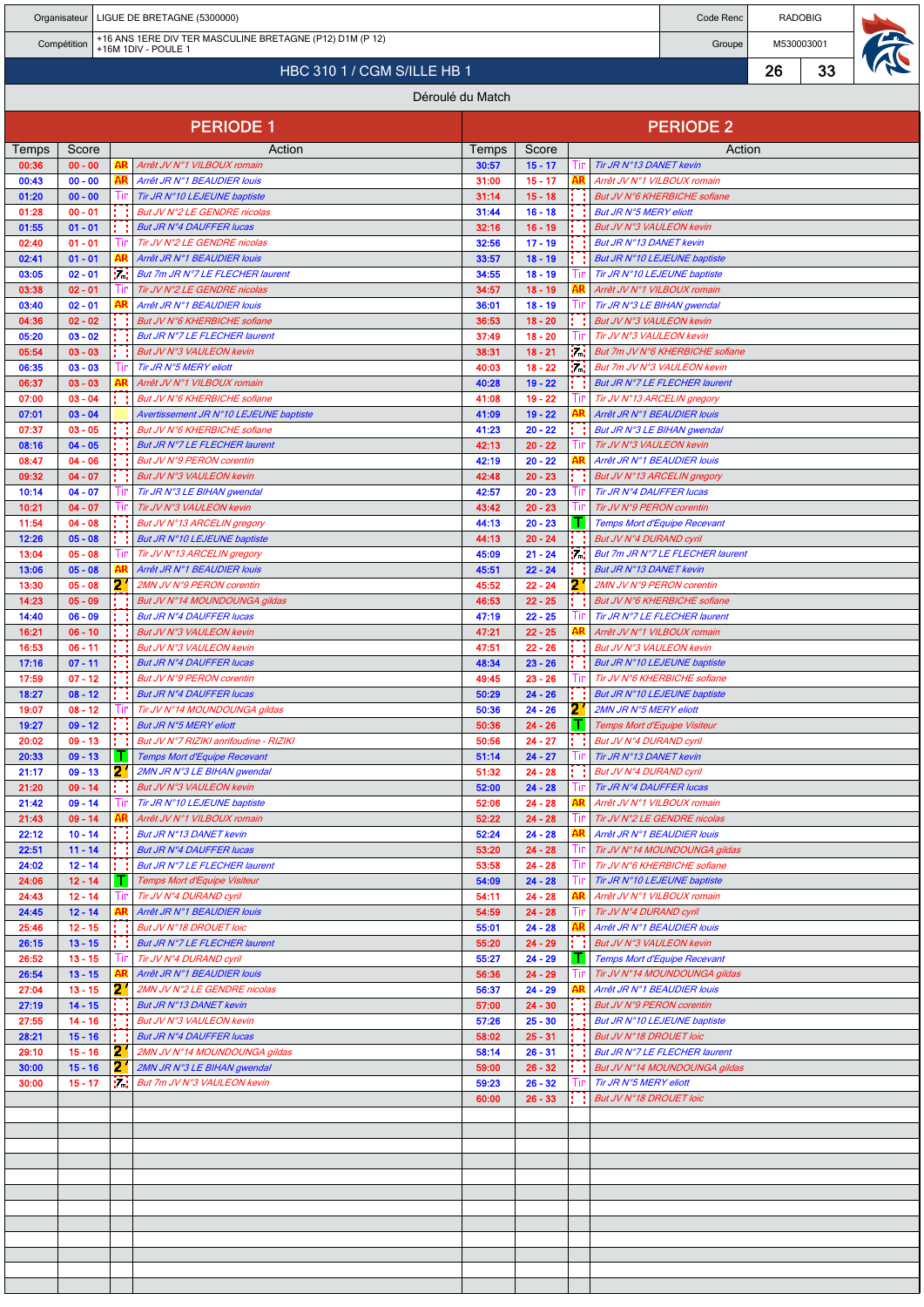| Organisateur | LIGUE DE BRETAGNE (5300000) | Code Renc | RADOBIG |
|---|---|---|---|
| Compétition | +16 ANS 1ERE DIV TER MASCULINE BRETAGNE (P12) D1M (P 12) +16M 1DIV - POULE 1 | Groupe | M530003001 |

## HBC 310 1 / CGM S/ILLE HB 1 — 26 / 33

### Déroulé du Match

| PERIODE 1 | | | | PERIODE 2 | | | |
|---|---|---|---|---|---|---|---|
| Temps | Score | | Action | Temps | Score | | Action |
| 00:36 | 00 - 00 | AR | Arrêt JV N°1 VILBOUX romain | 30:57 | 15 - 17 | Tir | Tir JR N°13 DANET kevin |
| 00:43 | 00 - 00 | AR | Arrêt JR N°1 BEAUDIER louis | 31:00 | 15 - 17 | AR | Arrêt JV N°1 VILBOUX romain |
| 01:20 | 00 - 00 | Tir | Tir JR N°10 LEJEUNE baptiste | 31:14 | 15 - 18 | | But JV N°6 KHERBICHE sofiane |
| 01:28 | 00 - 01 | | But JV N°2 LE GENDRE nicolas | 31:44 | 16 - 18 | | But JR N°5 MERY eliott |
| 01:55 | 01 - 01 | | But JR N°4 DAUFFER lucas | 32:16 | 16 - 19 | | But JV N°3 VAULEON kevin |
| 02:40 | 01 - 01 | Tir | Tir JV N°2 LE GENDRE nicolas | 32:56 | 17 - 19 | | But JR N°13 DANET kevin |
| 02:41 | 01 - 01 | AR | Arrêt JR N°1 BEAUDIER louis | 33:57 | 18 - 19 | | But JR N°10 LEJEUNE baptiste |
| 03:05 | 02 - 01 | 7m | But 7m JR N°7 LE FLECHER laurent | 34:55 | 18 - 19 | Tir | Tir JR N°10 LEJEUNE baptiste |
| 03:38 | 02 - 01 | Tir | Tir JV N°2 LE GENDRE nicolas | 34:57 | 18 - 19 | AR | Arrêt JV N°1 VILBOUX romain |
| 03:40 | 02 - 01 | AR | Arrêt JR N°1 BEAUDIER louis | 36:01 | 18 - 19 | Tir | Tir JR N°3 LE BIHAN gwendal |
| 04:36 | 02 - 02 | | But JV N°6 KHERBICHE sofiane | 36:53 | 18 - 20 | | But JV N°3 VAULEON kevin |
| 05:20 | 03 - 02 | | But JR N°7 LE FLECHER laurent | 37:49 | 18 - 20 | Tir | Tir JV N°3 VAULEON kevin |
| 05:54 | 03 - 03 | | But JV N°3 VAULEON kevin | 38:31 | 18 - 21 | 7m | But 7m JV N°6 KHERBICHE sofiane |
| 06:35 | 03 - 03 | Tir | Tir JR N°5 MERY eliott | 40:03 | 18 - 22 | 7m | But 7m JV N°3 VAULEON kevin |
| 06:37 | 03 - 03 | AR | Arrêt JV N°1 VILBOUX romain | 40:28 | 19 - 22 | | But JR N°7 LE FLECHER laurent |
| 07:00 | 03 - 04 | | But JV N°6 KHERBICHE sofiane | 41:08 | 19 - 22 | Tir | Tir JV N°13 ARCELIN gregory |
| 07:01 | 03 - 04 | | Avertissement JR N°10 LEJEUNE baptiste | 41:09 | 19 - 22 | AR | Arrêt JR N°1 BEAUDIER louis |
| 07:37 | 03 - 05 | | But JV N°6 KHERBICHE sofiane | 41:23 | 20 - 22 | | But JR N°3 LE BIHAN gwendal |
| 08:16 | 04 - 05 | | But JR N°7 LE FLECHER laurent | 42:13 | 20 - 22 | Tir | Tir JV N°3 VAULEON kevin |
| 08:47 | 04 - 06 | | But JV N°9 PERON corentin | 42:19 | 20 - 22 | AR | Arrêt JR N°1 BEAUDIER louis |
| 09:32 | 04 - 07 | | But JV N°3 VAULEON kevin | 42:48 | 20 - 23 | | But JV N°13 ARCELIN gregory |
| 10:14 | 04 - 07 | Tir | Tir JR N°3 LE BIHAN gwendal | 42:57 | 20 - 23 | Tir | Tir JR N°4 DAUFFER lucas |
| 10:21 | 04 - 07 | Tir | Tir JV N°3 VAULEON kevin | 43:42 | 20 - 23 | Tir | Tir JV N°9 PERON corentin |
| 11:54 | 04 - 08 | | But JV N°13 ARCELIN gregory | 44:13 | 20 - 23 | T | Temps Mort d'Equipe Recevant |
| 12:26 | 05 - 08 | | But JR N°10 LEJEUNE baptiste | 44:13 | 20 - 24 | | But JV N°4 DURAND cyril |
| 13:04 | 05 - 08 | Tir | Tir JV N°13 ARCELIN gregory | 45:09 | 21 - 24 | 7m | But 7m JR N°7 LE FLECHER laurent |
| 13:06 | 05 - 08 | AR | Arrêt JR N°1 BEAUDIER louis | 45:51 | 22 - 24 | | But JR N°13 DANET kevin |
| 13:30 | 05 - 08 | 2' | 2MN JV N°9 PERON corentin | 45:52 | 22 - 24 | 2' | 2MN JV N°9 PERON corentin |
| 14:23 | 05 - 09 | | But JV N°14 MOUNDOUNGA gildas | 46:53 | 22 - 25 | | But JV N°6 KHERBICHE sofiane |
| 14:40 | 06 - 09 | | But JR N°4 DAUFFER lucas | 47:19 | 22 - 25 | Tir | Tir JR N°7 LE FLECHER laurent |
| 16:21 | 06 - 10 | | But JV N°3 VAULEON kevin | 47:21 | 22 - 25 | AR | Arrêt JV N°1 VILBOUX romain |
| 16:53 | 06 - 11 | | But JV N°3 VAULEON kevin | 47:51 | 22 - 26 | | But JV N°3 VAULEON kevin |
| 17:16 | 07 - 11 | | But JR N°4 DAUFFER lucas | 48:34 | 23 - 26 | | But JR N°10 LEJEUNE baptiste |
| 17:59 | 07 - 12 | | But JV N°9 PERON corentin | 49:45 | 23 - 26 | Tir | Tir JV N°6 KHERBICHE sofiane |
| 18:27 | 08 - 12 | | But JR N°4 DAUFFER lucas | 50:29 | 24 - 26 | | But JR N°10 LEJEUNE baptiste |
| 19:07 | 08 - 12 | Tir | Tir JV N°14 MOUNDOUNGA gildas | 50:36 | 24 - 26 | 2' | 2MN JR N°5 MERY eliott |
| 19:27 | 09 - 12 | | But JR N°5 MERY eliott | 50:36 | 24 - 26 | T | Temps Mort d'Equipe Visiteur |
| 20:02 | 09 - 13 | | But JV N°7 RIZIKI anrifoudine - RIZIKI | 50:56 | 24 - 27 | | But JV N°4 DURAND cyril |
| 20:33 | 09 - 13 | T | Temps Mort d'Equipe Recevant | 51:14 | 24 - 27 | Tir | Tir JR N°13 DANET kevin |
| 21:17 | 09 - 13 | 2' | 2MN JR N°3 LE BIHAN gwendal | 51:32 | 24 - 28 | | But JV N°4 DURAND cyril |
| 21:20 | 09 - 14 | | But JV N°3 VAULEON kevin | 52:00 | 24 - 28 | Tir | Tir JR N°4 DAUFFER lucas |
| 21:42 | 09 - 14 | Tir | Tir JR N°10 LEJEUNE baptiste | 52:06 | 24 - 28 | AR | Arrêt JV N°1 VILBOUX romain |
| 21:43 | 09 - 14 | AR | Arrêt JV N°1 VILBOUX romain | 52:22 | 24 - 28 | Tir | Tir JV N°2 LE GENDRE nicolas |
| 22:12 | 10 - 14 | | But JR N°13 DANET kevin | 52:24 | 24 - 28 | AR | Arrêt JR N°1 BEAUDIER louis |
| 22:51 | 11 - 14 | | But JR N°4 DAUFFER lucas | 53:20 | 24 - 28 | Tir | Tir JV N°14 MOUNDOUNGA gildas |
| 24:02 | 12 - 14 | | But JR N°7 LE FLECHER laurent | 53:58 | 24 - 28 | Tir | Tir JV N°6 KHERBICHE sofiane |
| 24:06 | 12 - 14 | T | Temps Mort d'Equipe Visiteur | 54:09 | 24 - 28 | Tir | Tir JR N°10 LEJEUNE baptiste |
| 24:43 | 12 - 14 | Tir | Tir JV N°4 DURAND cyril | 54:11 | 24 - 28 | AR | Arrêt JV N°1 VILBOUX romain |
| 24:45 | 12 - 14 | AR | Arrêt JR N°1 BEAUDIER louis | 54:59 | 24 - 28 | Tir | Tir JV N°4 DURAND cyril |
| 25:46 | 12 - 15 | | But JV N°18 DROUET loic | 55:01 | 24 - 28 | AR | Arrêt JR N°1 BEAUDIER louis |
| 26:15 | 13 - 15 | | But JR N°7 LE FLECHER laurent | 55:20 | 24 - 29 | | But JV N°3 VAULEON kevin |
| 26:52 | 13 - 15 | Tir | Tir JV N°4 DURAND cyril | 55:27 | 24 - 29 | T | Temps Mort d'Equipe Recevant |
| 26:54 | 13 - 15 | AR | Arrêt JR N°1 BEAUDIER louis | 56:36 | 24 - 29 | Tir | Tir JV N°14 MOUNDOUNGA gildas |
| 27:04 | 13 - 15 | 2' | 2MN JV N°2 LE GENDRE nicolas | 56:37 | 24 - 29 | AR | Arrêt JR N°1 BEAUDIER louis |
| 27:19 | 14 - 15 | | But JR N°13 DANET kevin | 57:00 | 24 - 30 | | But JV N°9 PERON corentin |
| 27:55 | 14 - 16 | | But JV N°3 VAULEON kevin | 57:26 | 25 - 30 | | But JR N°10 LEJEUNE baptiste |
| 28:21 | 15 - 16 | | But JR N°4 DAUFFER lucas | 58:02 | 25 - 31 | | But JV N°18 DROUET loic |
| 29:10 | 15 - 16 | 2' | 2MN JV N°14 MOUNDOUNGA gildas | 58:14 | 26 - 31 | | But JR N°7 LE FLECHER laurent |
| 30:00 | 15 - 16 | 2' | 2MN JR N°3 LE BIHAN gwendal | 59:00 | 26 - 32 | | But JV N°14 MOUNDOUNGA gildas |
| 30:00 | 15 - 17 | 7m | But 7m JV N°3 VAULEON kevin | 59:23 | 26 - 32 | Tir | Tir JR N°5 MERY eliott |
| | | | | 60:00 | 26 - 33 | | But JV N°18 DROUET loic |